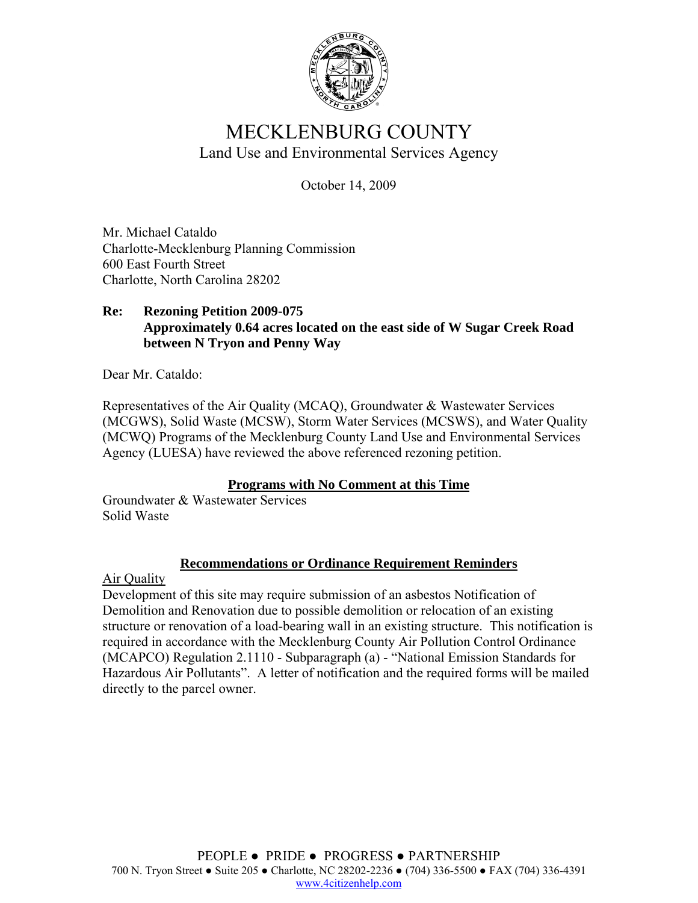# MECKLENBURG COUNTY

Land Use and Environmental Services Agency

October 14, 2009

Mr. Michael Cataldo
Charlotte-Mecklenburg Planning Commission
600 East Fourth Street
Charlotte, North Carolina 28202

**Re: Rezoning Petition 2009-075**
**Approximately 0.64 acres located on the east side of W Sugar Creek Road between N Tryon and Penny Way**

Dear Mr. Cataldo:

Representatives of the Air Quality (MCAQ), Groundwater & Wastewater Services (MCGWS), Solid Waste (MCSW), Storm Water Services (MCSWS), and Water Quality (MCWQ) Programs of the Mecklenburg County Land Use and Environmental Services Agency (LUESA) have reviewed the above referenced rezoning petition.

## Programs with No Comment at this Time

Groundwater & Wastewater Services
Solid Waste

## Recommendations or Ordinance Requirement Reminders

Air Quality

Development of this site may require submission of an asbestos Notification of Demolition and Renovation due to possible demolition or relocation of an existing structure or renovation of a load-bearing wall in an existing structure. This notification is required in accordance with the Mecklenburg County Air Pollution Control Ordinance (MCAPCO) Regulation 2.1110 - Subparagraph (a) - "National Emission Standards for Hazardous Air Pollutants". A letter of notification and the required forms will be mailed directly to the parcel owner.

PEOPLE ● PRIDE ● PROGRESS ● PARTNERSHIP
700 N. Tryon Street ● Suite 205 ● Charlotte, NC 28202-2236 ● (704) 336-5500 ● FAX (704) 336-4391
www.4citizenhelp.com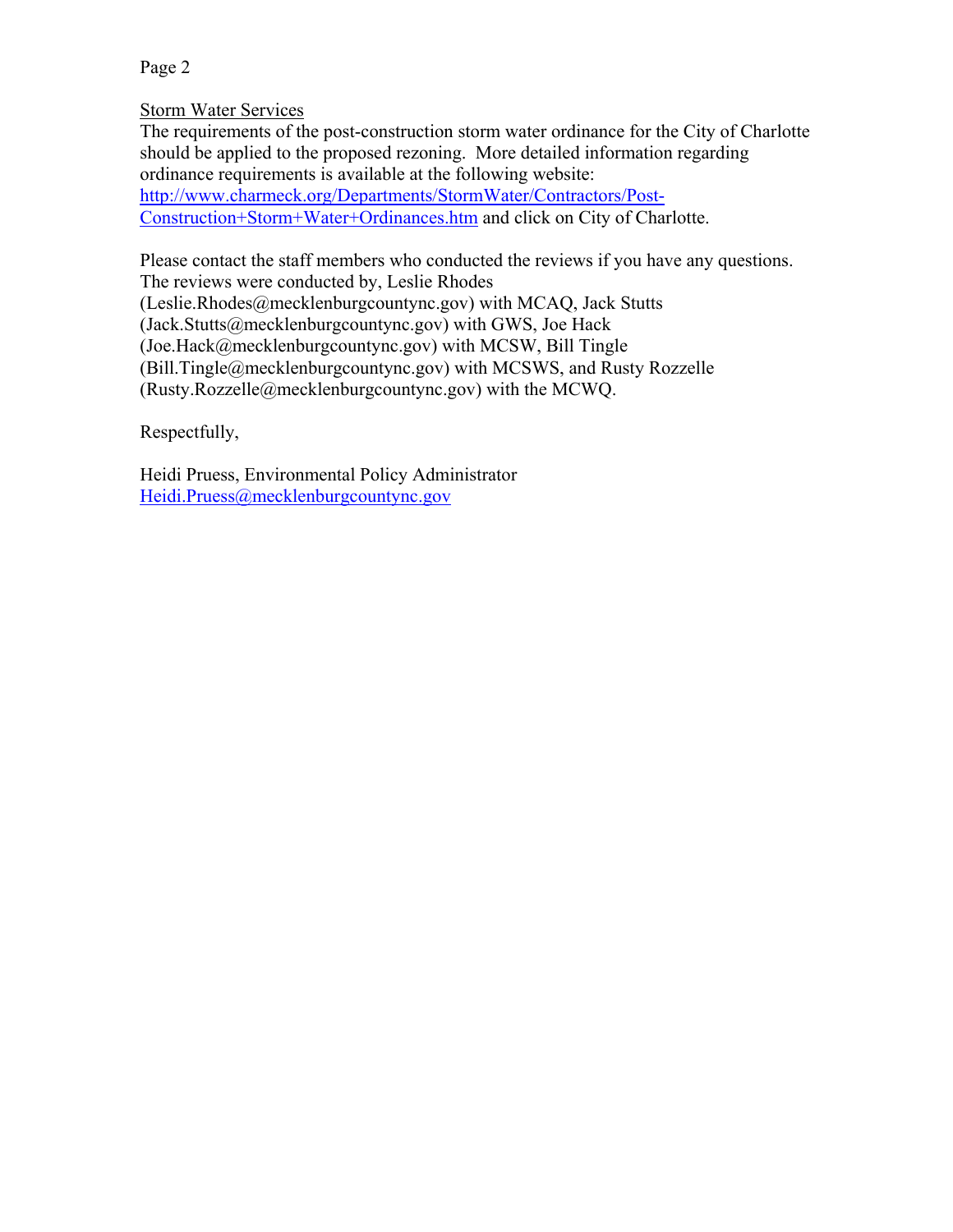Storm Water Services

The requirements of the post-construction storm water ordinance for the City of Charlotte should be applied to the proposed rezoning. More detailed information regarding ordinance requirements is available at the following website: [http://www.charmeck.org/Departments/StormWater/Contractors/Post-Construction+Storm+Water+Ordinances.htm](http://www.charmeck.org/Departments/StormWater/Contractors/Post-Construction+Storm+Water+Ordinances.htm) and click on City of Charlotte.

Please contact the staff members who conducted the reviews if you have any questions. The reviews were conducted by, Leslie Rhodes (Leslie.Rhodes@mecklenburgcountync.gov) with MCAQ, Jack Stutts (Jack.Stutts@mecklenburgcountync.gov) with GWS, Joe Hack (Joe.Hack@mecklenburgcountync.gov) with MCSW, Bill Tingle (Bill.Tingle@mecklenburgcountync.gov) with MCSWS, and Rusty Rozzelle (Rusty.Rozzelle@mecklenburgcountync.gov) with the MCWQ.

Respectfully,

Heidi Pruess, Environmental Policy Administrator
[Heidi.Pruess@mecklenburgcountync.gov](mailto:Heidi.Pruess@mecklenburgcountync.gov)